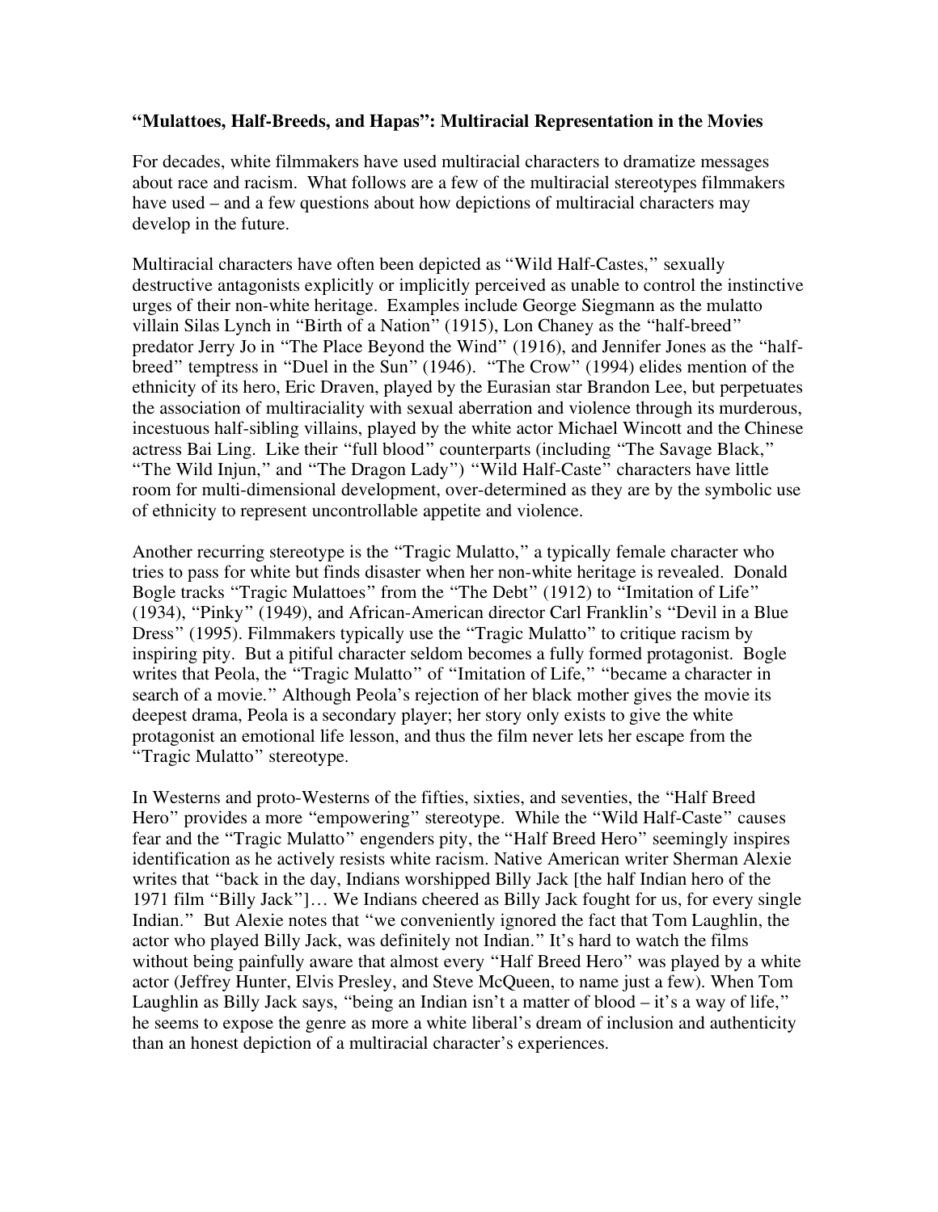**"Mulattoes, Half-Breeds, and Hapas": Multiracial Representation in the Movies**

For decades, white filmmakers have used multiracial characters to dramatize messages about race and racism. What follows are a few of the multiracial stereotypes filmmakers have used – and a few questions about how depictions of multiracial characters may develop in the future.

Multiracial characters have often been depicted as "Wild Half-Castes," sexually destructive antagonists explicitly or implicitly perceived as unable to control the instinctive urges of their non-white heritage. Examples include George Siegmann as the mulatto villain Silas Lynch in "Birth of a Nation" (1915), Lon Chaney as the "half-breed" predator Jerry Jo in "The Place Beyond the Wind" (1916), and Jennifer Jones as the "half-breed" temptress in "Duel in the Sun" (1946). "The Crow" (1994) elides mention of the ethnicity of its hero, Eric Draven, played by the Eurasian star Brandon Lee, but perpetuates the association of multiraciality with sexual aberration and violence through its murderous, incestuous half-sibling villains, played by the white actor Michael Wincott and the Chinese actress Bai Ling. Like their "full blood" counterparts (including "The Savage Black," "The Wild Injun," and "The Dragon Lady") "Wild Half-Caste" characters have little room for multi-dimensional development, over-determined as they are by the symbolic use of ethnicity to represent uncontrollable appetite and violence.

Another recurring stereotype is the "Tragic Mulatto," a typically female character who tries to pass for white but finds disaster when her non-white heritage is revealed. Donald Bogle tracks "Tragic Mulattoes" from the "The Debt" (1912) to "Imitation of Life" (1934), "Pinky" (1949), and African-American director Carl Franklin's "Devil in a Blue Dress" (1995). Filmmakers typically use the "Tragic Mulatto" to critique racism by inspiring pity. But a pitiful character seldom becomes a fully formed protagonist. Bogle writes that Peola, the "Tragic Mulatto" of "Imitation of Life," "became a character in search of a movie." Although Peola's rejection of her black mother gives the movie its deepest drama, Peola is a secondary player; her story only exists to give the white protagonist an emotional life lesson, and thus the film never lets her escape from the "Tragic Mulatto" stereotype.

In Westerns and proto-Westerns of the fifties, sixties, and seventies, the "Half Breed Hero" provides a more "empowering" stereotype. While the "Wild Half-Caste" causes fear and the "Tragic Mulatto" engenders pity, the "Half Breed Hero" seemingly inspires identification as he actively resists white racism. Native American writer Sherman Alexie writes that "back in the day, Indians worshipped Billy Jack [the half Indian hero of the 1971 film "Billy Jack"]… We Indians cheered as Billy Jack fought for us, for every single Indian." But Alexie notes that "we conveniently ignored the fact that Tom Laughlin, the actor who played Billy Jack, was definitely not Indian." It's hard to watch the films without being painfully aware that almost every "Half Breed Hero" was played by a white actor (Jeffrey Hunter, Elvis Presley, and Steve McQueen, to name just a few). When Tom Laughlin as Billy Jack says, "being an Indian isn't a matter of blood – it's a way of life," he seems to expose the genre as more a white liberal's dream of inclusion and authenticity than an honest depiction of a multiracial character's experiences.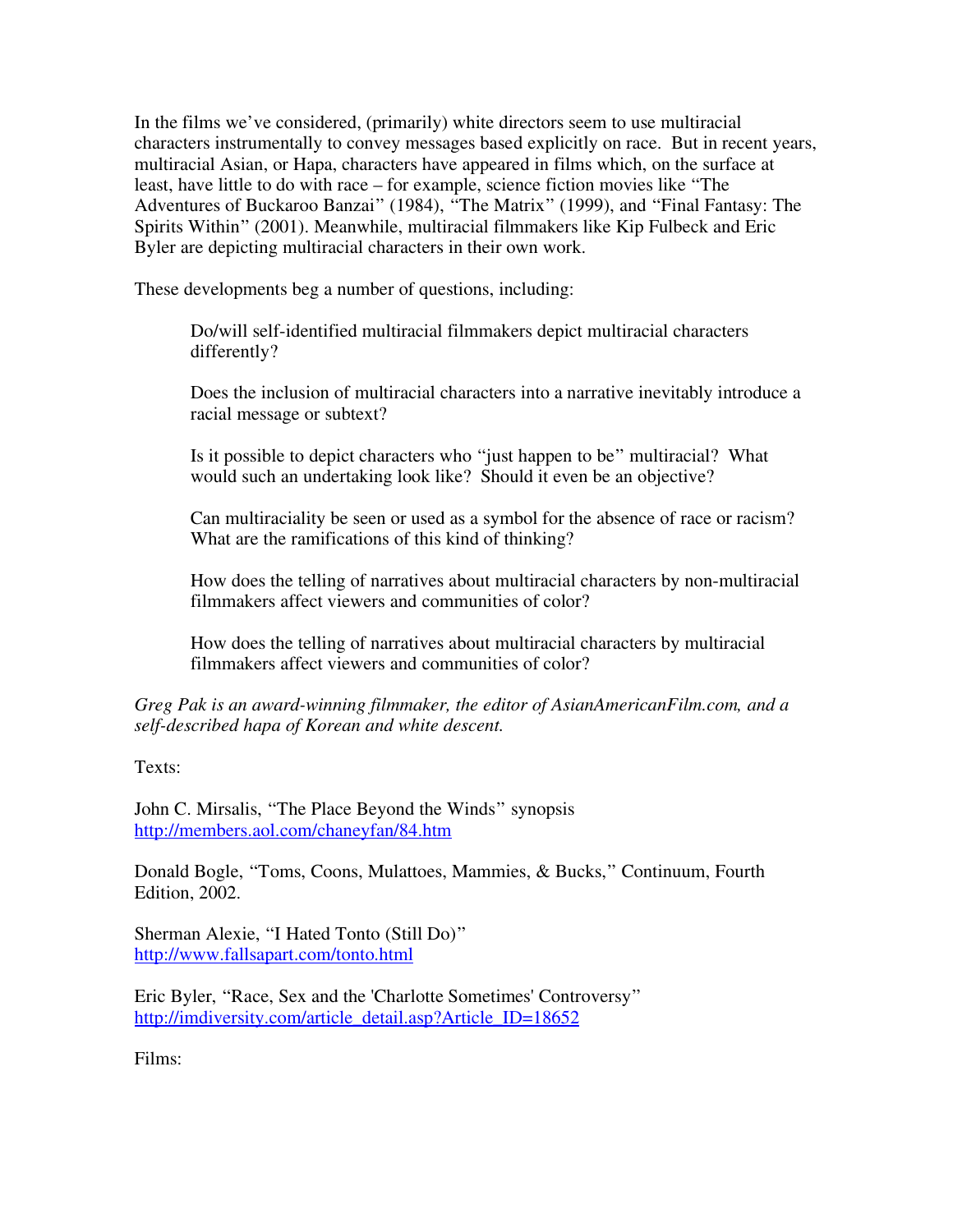In the films we've considered, (primarily) white directors seem to use multiracial characters instrumentally to convey messages based explicitly on race. But in recent years, multiracial Asian, or Hapa, characters have appeared in films which, on the surface at least, have little to do with race – for example, science fiction movies like "The Adventures of Buckaroo Banzai" (1984), "The Matrix" (1999), and "Final Fantasy: The Spirits Within" (2001). Meanwhile, multiracial filmmakers like Kip Fulbeck and Eric Byler are depicting multiracial characters in their own work.

These developments beg a number of questions, including:

> Do/will self-identified multiracial filmmakers depict multiracial characters differently?
>
> Does the inclusion of multiracial characters into a narrative inevitably introduce a racial message or subtext?
>
> Is it possible to depict characters who "just happen to be" multiracial? What would such an undertaking look like? Should it even be an objective?
>
> Can multiraciality be seen or used as a symbol for the absence of race or racism? What are the ramifications of this kind of thinking?
>
> How does the telling of narratives about multiracial characters by non-multiracial filmmakers affect viewers and communities of color?
>
> How does the telling of narratives about multiracial characters by multiracial filmmakers affect viewers and communities of color?

*Greg Pak is an award-winning filmmaker, the editor of AsianAmericanFilm.com, and a self-described hapa of Korean and white descent.*

Texts:

John C. Mirsalis, "The Place Beyond the Winds" synopsis
http://members.aol.com/chaneyfan/84.htm

Donald Bogle, "Toms, Coons, Mulattoes, Mammies, & Bucks," Continuum, Fourth Edition, 2002.

Sherman Alexie, "I Hated Tonto (Still Do)"
http://www.fallsapart.com/tonto.html

Eric Byler, "Race, Sex and the 'Charlotte Sometimes' Controversy"
http://imdiversity.com/article_detail.asp?Article_ID=18652

Films: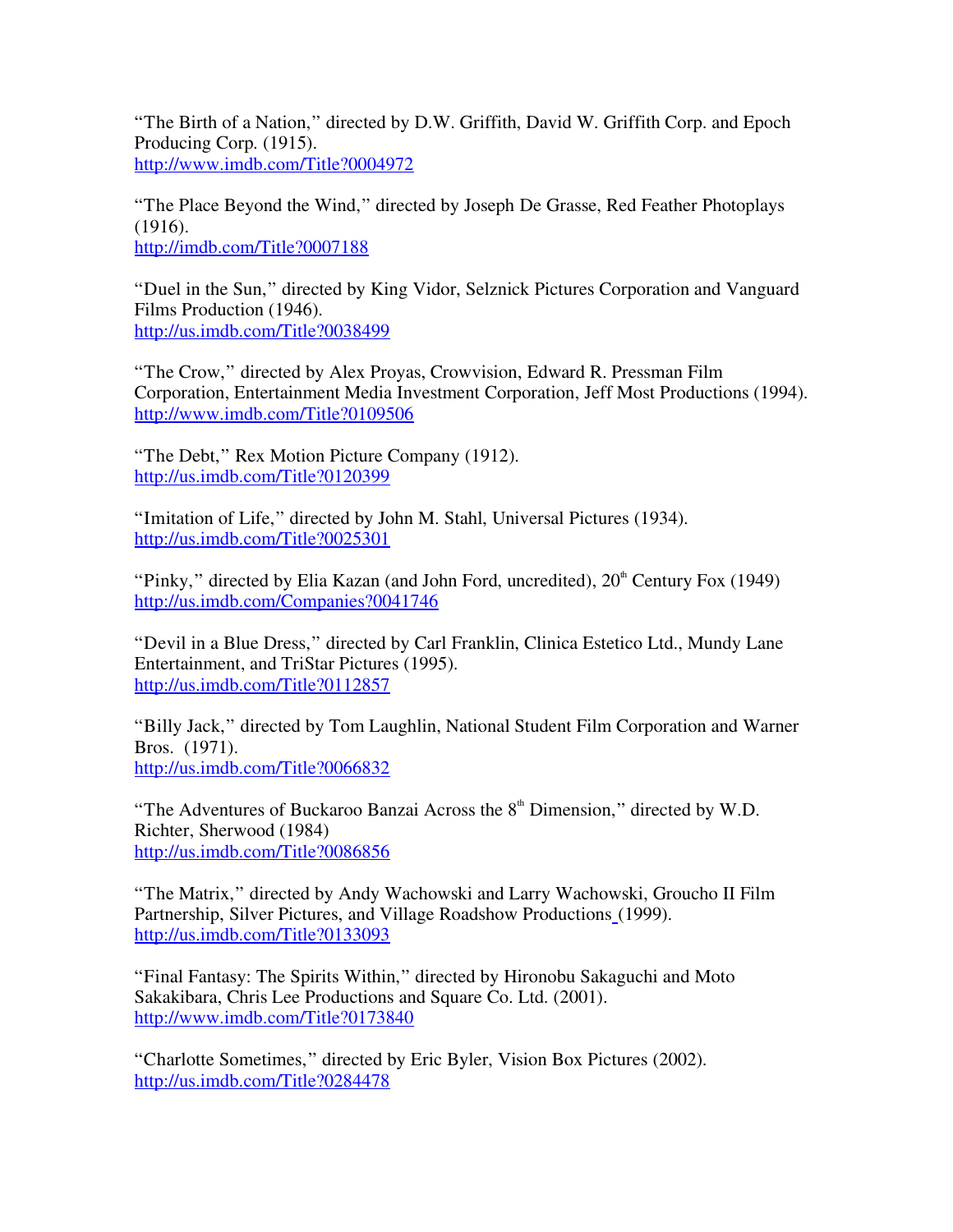"The Birth of a Nation," directed by D.W. Griffith, David W. Griffith Corp. and Epoch Producing Corp. (1915).
http://www.imdb.com/Title?0004972

"The Place Beyond the Wind," directed by Joseph De Grasse, Red Feather Photoplays (1916).
http://imdb.com/Title?0007188

"Duel in the Sun," directed by King Vidor, Selznick Pictures Corporation and Vanguard Films Production (1946).
http://us.imdb.com/Title?0038499

"The Crow," directed by Alex Proyas, Crowvision, Edward R. Pressman Film Corporation, Entertainment Media Investment Corporation, Jeff Most Productions (1994).
http://www.imdb.com/Title?0109506

"The Debt," Rex Motion Picture Company (1912).
http://us.imdb.com/Title?0120399

"Imitation of Life," directed by John M. Stahl, Universal Pictures (1934).
http://us.imdb.com/Title?0025301

"Pinky," directed by Elia Kazan (and John Ford, uncredited), 20th Century Fox (1949)
http://us.imdb.com/Companies?0041746

"Devil in a Blue Dress," directed by Carl Franklin, Clinica Estetico Ltd., Mundy Lane Entertainment, and TriStar Pictures (1995).
http://us.imdb.com/Title?0112857

"Billy Jack," directed by Tom Laughlin, National Student Film Corporation and Warner Bros. (1971).
http://us.imdb.com/Title?0066832

"The Adventures of Buckaroo Banzai Across the 8th Dimension," directed by W.D. Richter, Sherwood (1984)
http://us.imdb.com/Title?0086856

"The Matrix," directed by Andy Wachowski and Larry Wachowski, Groucho II Film Partnership, Silver Pictures, and Village Roadshow Productions (1999).
http://us.imdb.com/Title?0133093

"Final Fantasy: The Spirits Within," directed by Hironobu Sakaguchi and Moto Sakakibara, Chris Lee Productions and Square Co. Ltd. (2001).
http://www.imdb.com/Title?0173840

"Charlotte Sometimes," directed by Eric Byler, Vision Box Pictures (2002).
http://us.imdb.com/Title?0284478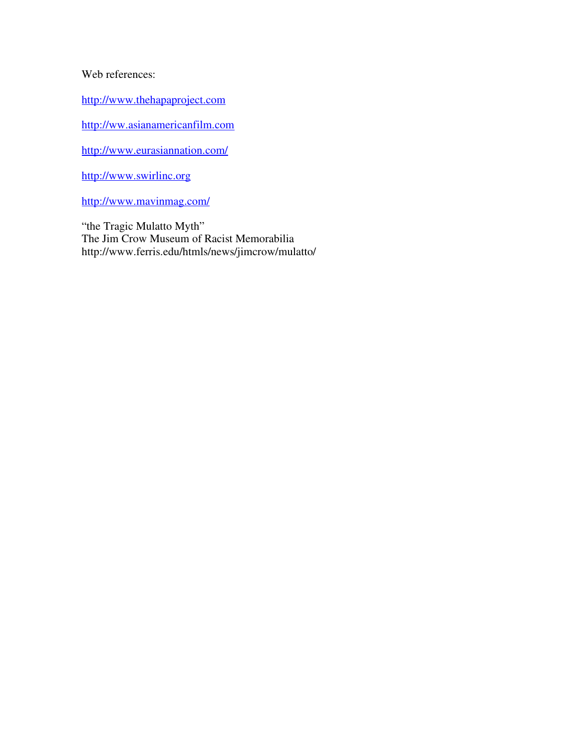Web references:

[http://www.thehapaproject.com](http://www.thehapaproject.com)

[http://ww.asianamericanfilm.com](http://ww.asianamericanfilm.com)

[http://www.eurasiannation.com/](http://www.eurasiannation.com/)

[http://www.swirlinc.org](http://www.swirlinc.org)

[http://www.mavinmag.com/](http://www.mavinmag.com/)

"the Tragic Mulatto Myth"
The Jim Crow Museum of Racist Memorabilia
http://www.ferris.edu/htmls/news/jimcrow/mulatto/